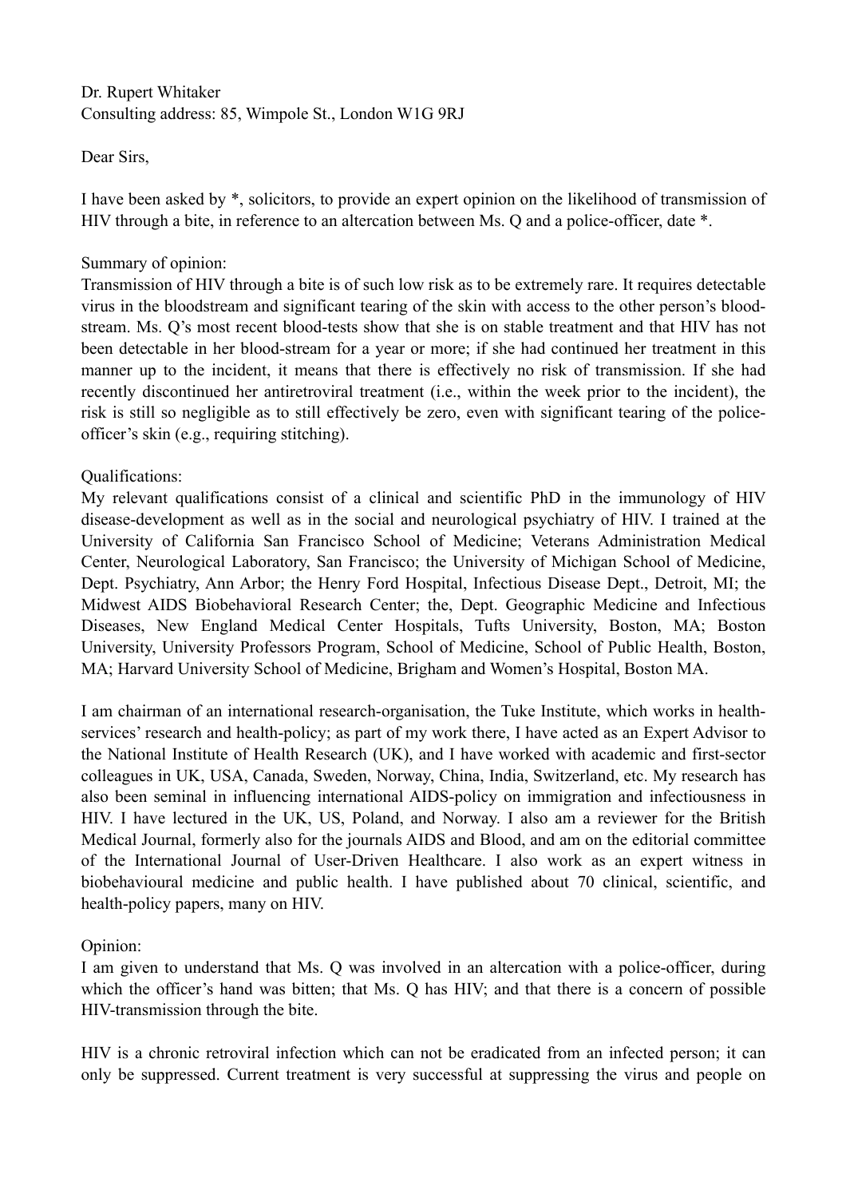Dr. Rupert Whitaker
Consulting address: 85, Wimpole St., London W1G 9RJ

Dear Sirs,

I have been asked by *, solicitors, to provide an expert opinion on the likelihood of transmission of HIV through a bite, in reference to an altercation between Ms. Q and a police-officer, date *.

Summary of opinion:
Transmission of HIV through a bite is of such low risk as to be extremely rare. It requires detectable virus in the bloodstream and significant tearing of the skin with access to the other person's blood-stream. Ms. Q's most recent blood-tests show that she is on stable treatment and that HIV has not been detectable in her blood-stream for a year or more; if she had continued her treatment in this manner up to the incident, it means that there is effectively no risk of transmission. If she had recently discontinued her antiretroviral treatment (i.e., within the week prior to the incident), the risk is still so negligible as to still effectively be zero, even with significant tearing of the police-officer's skin (e.g., requiring stitching).

Qualifications:
My relevant qualifications consist of a clinical and scientific PhD in the immunology of HIV disease-development as well as in the social and neurological psychiatry of HIV. I trained at the University of California San Francisco School of Medicine; Veterans Administration Medical Center, Neurological Laboratory, San Francisco; the University of Michigan School of Medicine, Dept. Psychiatry, Ann Arbor; the Henry Ford Hospital, Infectious Disease Dept., Detroit, MI; the Midwest AIDS Biobehavioral Research Center; the, Dept. Geographic Medicine and Infectious Diseases, New England Medical Center Hospitals, Tufts University, Boston, MA; Boston University, University Professors Program, School of Medicine, School of Public Health, Boston, MA; Harvard University School of Medicine, Brigham and Women's Hospital, Boston MA.

I am chairman of an international research-organisation, the Tuke Institute, which works in health-services' research and health-policy; as part of my work there, I have acted as an Expert Advisor to the National Institute of Health Research (UK), and I have worked with academic and first-sector colleagues in UK, USA, Canada, Sweden, Norway, China, India, Switzerland, etc. My research has also been seminal in influencing international AIDS-policy on immigration and infectiousness in HIV. I have lectured in the UK, US, Poland, and Norway. I also am a reviewer for the British Medical Journal, formerly also for the journals AIDS and Blood, and am on the editorial committee of the International Journal of User-Driven Healthcare. I also work as an expert witness in biobehavioural medicine and public health. I have published about 70 clinical, scientific, and health-policy papers, many on HIV.

Opinion:
I am given to understand that Ms. Q was involved in an altercation with a police-officer, during which the officer's hand was bitten; that Ms. Q has HIV; and that there is a concern of possible HIV-transmission through the bite.

HIV is a chronic retroviral infection which can not be eradicated from an infected person; it can only be suppressed. Current treatment is very successful at suppressing the virus and people on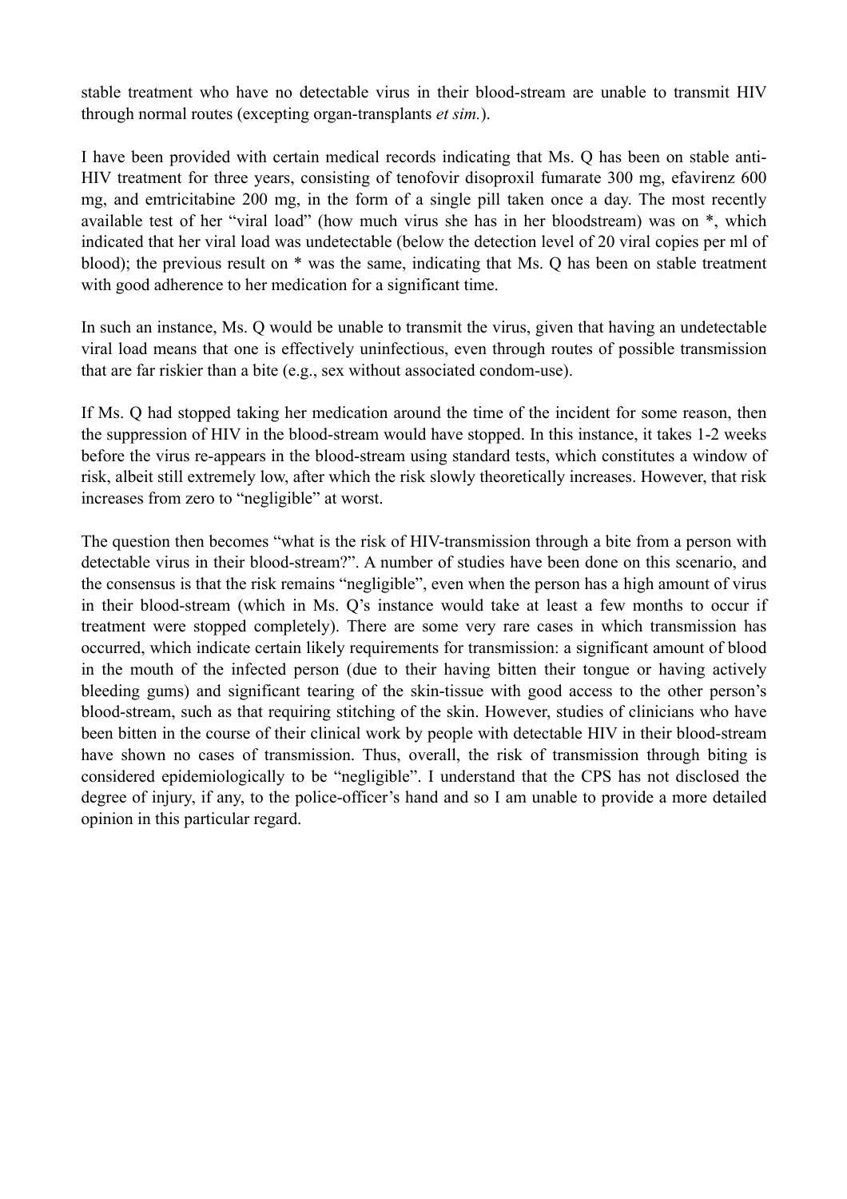stable treatment who have no detectable virus in their blood-stream are unable to transmit HIV through normal routes (excepting organ-transplants *et sim.*).

I have been provided with certain medical records indicating that Ms. Q has been on stable anti-HIV treatment for three years, consisting of tenofovir disoproxil fumarate 300 mg, efavirenz 600 mg, and emtricitabine 200 mg, in the form of a single pill taken once a day. The most recently available test of her "viral load" (how much virus she has in her bloodstream) was on *, which indicated that her viral load was undetectable (below the detection level of 20 viral copies per ml of blood); the previous result on * was the same, indicating that Ms. Q has been on stable treatment with good adherence to her medication for a significant time.

In such an instance, Ms. Q would be unable to transmit the virus, given that having an undetectable viral load means that one is effectively uninfectious, even through routes of possible transmission that are far riskier than a bite (e.g., sex without associated condom-use).

If Ms. Q had stopped taking her medication around the time of the incident for some reason, then the suppression of HIV in the blood-stream would have stopped. In this instance, it takes 1-2 weeks before the virus re-appears in the blood-stream using standard tests, which constitutes a window of risk, albeit still extremely low, after which the risk slowly theoretically increases. However, that risk increases from zero to "negligible" at worst.

The question then becomes "what is the risk of HIV-transmission through a bite from a person with detectable virus in their blood-stream?". A number of studies have been done on this scenario, and the consensus is that the risk remains "negligible", even when the person has a high amount of virus in their blood-stream (which in Ms. Q's instance would take at least a few months to occur if treatment were stopped completely). There are some very rare cases in which transmission has occurred, which indicate certain likely requirements for transmission: a significant amount of blood in the mouth of the infected person (due to their having bitten their tongue or having actively bleeding gums) and significant tearing of the skin-tissue with good access to the other person's blood-stream, such as that requiring stitching of the skin. However, studies of clinicians who have been bitten in the course of their clinical work by people with detectable HIV in their blood-stream have shown no cases of transmission. Thus, overall, the risk of transmission through biting is considered epidemiologically to be "negligible". I understand that the CPS has not disclosed the degree of injury, if any, to the police-officer's hand and so I am unable to provide a more detailed opinion in this particular regard.